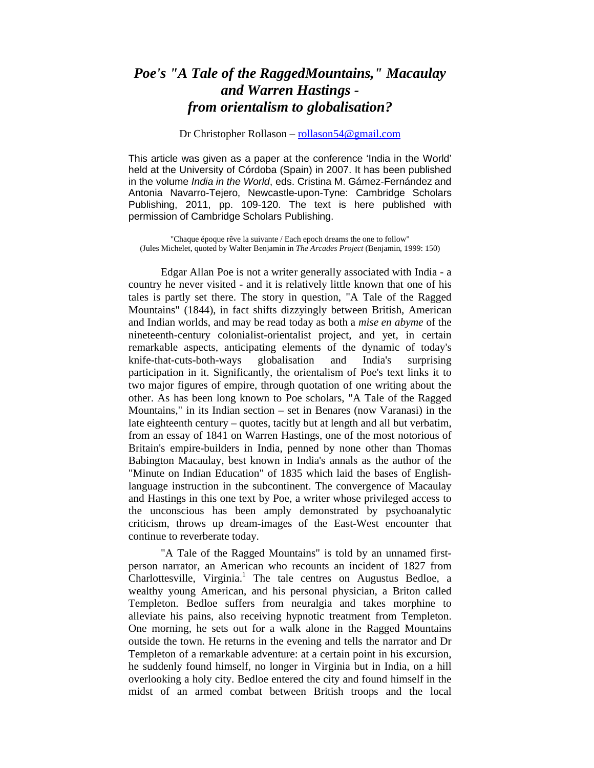# *Poe's "A Tale of the RaggedMountains," Macaulay and Warren Hastings - from orientalism to globalisation?*

Dr Christopher Rollason – rollason54@gmail.com

This article was given as a paper at the conference 'India in the World' held at the University of Córdoba (Spain) in 2007. It has been published in the volume *India in the World*, eds. Cristina M. Gámez-Fernández and Antonia Navarro-Tejero, Newcastle-upon-Tyne: Cambridge Scholars Publishing, 2011, pp. 109-120. The text is here published with permission of Cambridge Scholars Publishing.

"Chaque époque rêve la suivante / Each epoch dreams the one to follow"
(Jules Michelet, quoted by Walter Benjamin in *The Arcades Project* (Benjamin, 1999: 150)

Edgar Allan Poe is not a writer generally associated with India - a country he never visited - and it is relatively little known that one of his tales is partly set there. The story in question, "A Tale of the Ragged Mountains" (1844), in fact shifts dizzyingly between British, American and Indian worlds, and may be read today as both a *mise en abyme* of the nineteenth-century colonialist-orientalist project, and yet, in certain remarkable aspects, anticipating elements of the dynamic of today's knife-that-cuts-both-ways globalisation and India's surprising participation in it. Significantly, the orientalism of Poe's text links it to two major figures of empire, through quotation of one writing about the other. As has been long known to Poe scholars, "A Tale of the Ragged Mountains," in its Indian section – set in Benares (now Varanasi) in the late eighteenth century – quotes, tacitly but at length and all but verbatim, from an essay of 1841 on Warren Hastings, one of the most notorious of Britain's empire-builders in India, penned by none other than Thomas Babington Macaulay, best known in India's annals as the author of the "Minute on Indian Education" of 1835 which laid the bases of English-language instruction in the subcontinent. The convergence of Macaulay and Hastings in this one text by Poe, a writer whose privileged access to the unconscious has been amply demonstrated by psychoanalytic criticism, throws up dream-images of the East-West encounter that continue to reverberate today.

"A Tale of the Ragged Mountains" is told by an unnamed first-person narrator, an American who recounts an incident of 1827 from Charlottesville, Virginia.[1] The tale centres on Augustus Bedloe, a wealthy young American, and his personal physician, a Briton called Templeton. Bedloe suffers from neuralgia and takes morphine to alleviate his pains, also receiving hypnotic treatment from Templeton. One morning, he sets out for a walk alone in the Ragged Mountains outside the town. He returns in the evening and tells the narrator and Dr Templeton of a remarkable adventure: at a certain point in his excursion, he suddenly found himself, no longer in Virginia but in India, on a hill overlooking a holy city. Bedloe entered the city and found himself in the midst of an armed combat between British troops and the local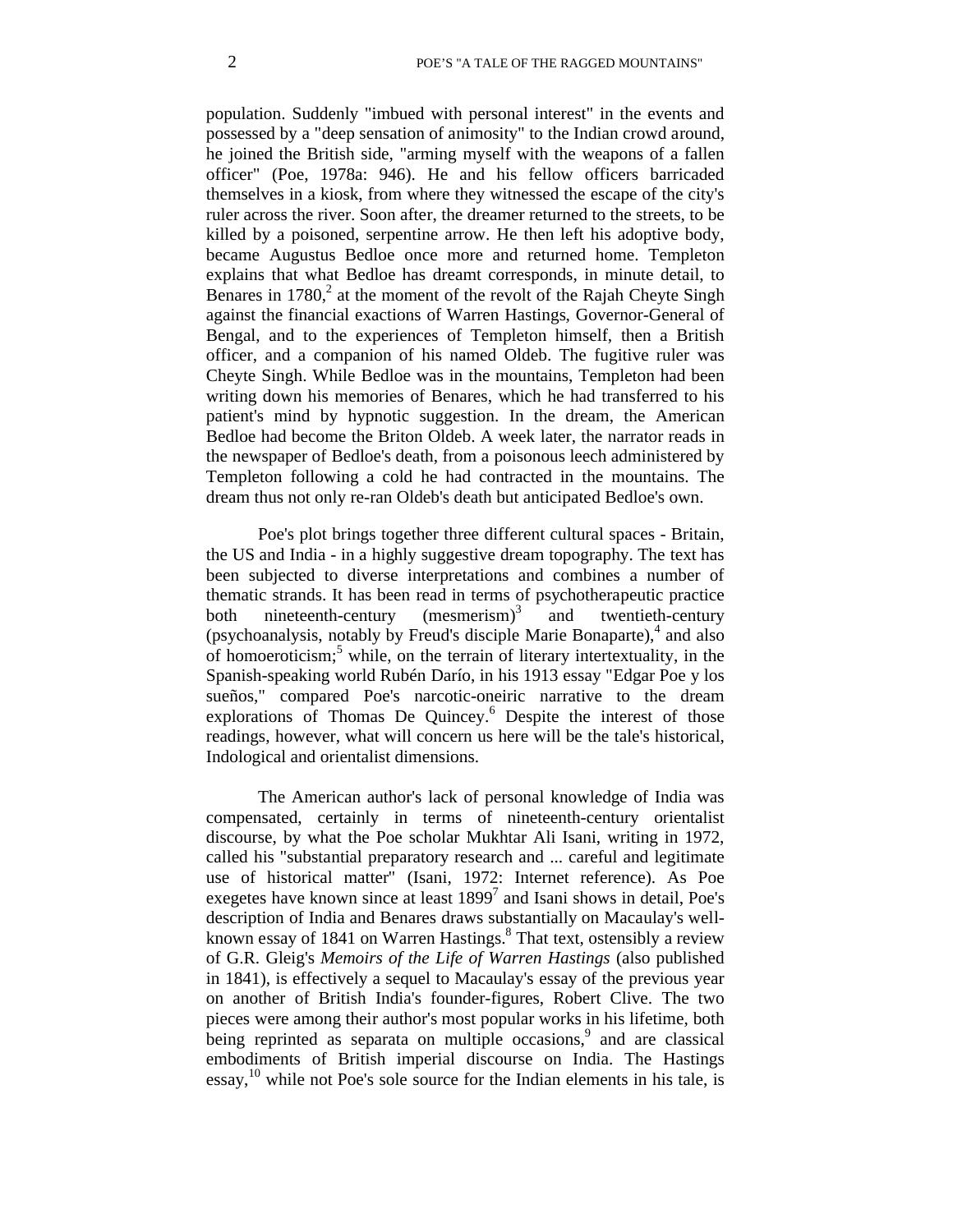population. Suddenly "imbued with personal interest" in the events and possessed by a "deep sensation of animosity" to the Indian crowd around, he joined the British side, "arming myself with the weapons of a fallen officer" (Poe, 1978a: 946). He and his fellow officers barricaded themselves in a kiosk, from where they witnessed the escape of the city's ruler across the river. Soon after, the dreamer returned to the streets, to be killed by a poisoned, serpentine arrow. He then left his adoptive body, became Augustus Bedloe once more and returned home. Templeton explains that what Bedloe has dreamt corresponds, in minute detail, to Benares in 1780,[2] at the moment of the revolt of the Rajah Cheyte Singh against the financial exactions of Warren Hastings, Governor-General of Bengal, and to the experiences of Templeton himself, then a British officer, and a companion of his named Oldeb. The fugitive ruler was Cheyte Singh. While Bedloe was in the mountains, Templeton had been writing down his memories of Benares, which he had transferred to his patient's mind by hypnotic suggestion. In the dream, the American Bedloe had become the Briton Oldeb. A week later, the narrator reads in the newspaper of Bedloe's death, from a poisonous leech administered by Templeton following a cold he had contracted in the mountains. The dream thus not only re-ran Oldeb's death but anticipated Bedloe's own.

Poe's plot brings together three different cultural spaces - Britain, the US and India - in a highly suggestive dream topography. The text has been subjected to diverse interpretations and combines a number of thematic strands. It has been read in terms of psychotherapeutic practice both nineteenth-century (mesmerism)[3] and twentieth-century (psychoanalysis, notably by Freud's disciple Marie Bonaparte),[4] and also of homoeroticism;[5] while, on the terrain of literary intertextuality, in the Spanish-speaking world Rubén Darío, in his 1913 essay "Edgar Poe y los sueños," compared Poe's narcotic-oneiric narrative to the dream explorations of Thomas De Quincey.[6] Despite the interest of those readings, however, what will concern us here will be the tale's historical, Indological and orientalist dimensions.

The American author's lack of personal knowledge of India was compensated, certainly in terms of nineteenth-century orientalist discourse, by what the Poe scholar Mukhtar Ali Isani, writing in 1972, called his "substantial preparatory research and ... careful and legitimate use of historical matter" (Isani, 1972: Internet reference). As Poe exegetes have known since at least 1899[7] and Isani shows in detail, Poe's description of India and Benares draws substantially on Macaulay's well-known essay of 1841 on Warren Hastings.[8] That text, ostensibly a review of G.R. Gleig's *Memoirs of the Life of Warren Hastings* (also published in 1841), is effectively a sequel to Macaulay's essay of the previous year on another of British India's founder-figures, Robert Clive. The two pieces were among their author's most popular works in his lifetime, both being reprinted as separata on multiple occasions,[9] and are classical embodiments of British imperial discourse on India. The Hastings essay,[10] while not Poe's sole source for the Indian elements in his tale, is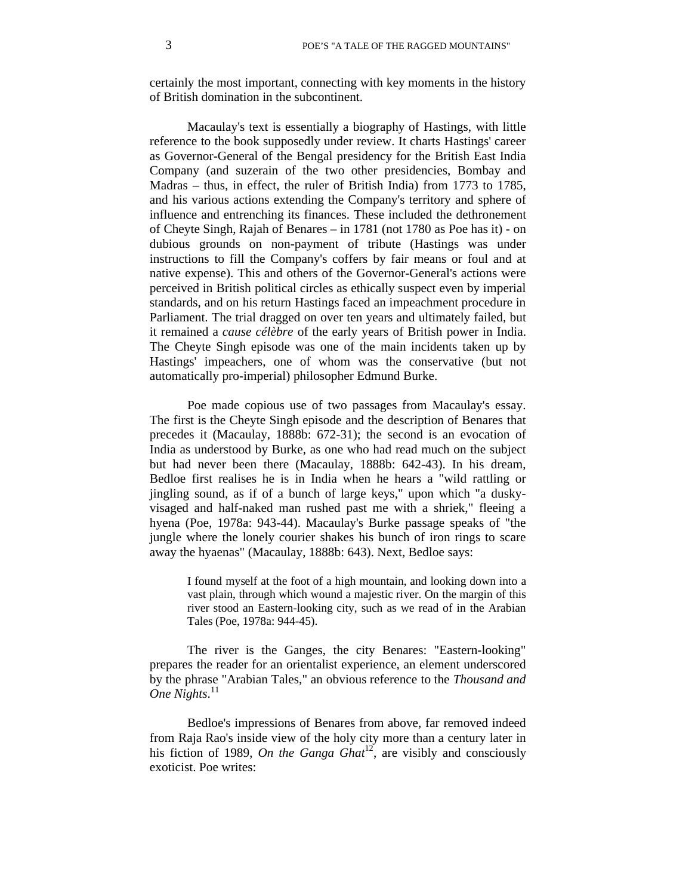certainly the most important, connecting with key moments in the history of British domination in the subcontinent.

Macaulay's text is essentially a biography of Hastings, with little reference to the book supposedly under review. It charts Hastings' career as Governor-General of the Bengal presidency for the British East India Company (and suzerain of the two other presidencies, Bombay and Madras – thus, in effect, the ruler of British India) from 1773 to 1785, and his various actions extending the Company's territory and sphere of influence and entrenching its finances. These included the dethronement of Cheyte Singh, Rajah of Benares – in 1781 (not 1780 as Poe has it) - on dubious grounds on non-payment of tribute (Hastings was under instructions to fill the Company's coffers by fair means or foul and at native expense). This and others of the Governor-General's actions were perceived in British political circles as ethically suspect even by imperial standards, and on his return Hastings faced an impeachment procedure in Parliament. The trial dragged on over ten years and ultimately failed, but it remained a *cause célèbre* of the early years of British power in India. The Cheyte Singh episode was one of the main incidents taken up by Hastings' impeachers, one of whom was the conservative (but not automatically pro-imperial) philosopher Edmund Burke.

Poe made copious use of two passages from Macaulay's essay. The first is the Cheyte Singh episode and the description of Benares that precedes it (Macaulay, 1888b: 672-31); the second is an evocation of India as understood by Burke, as one who had read much on the subject but had never been there (Macaulay, 1888b: 642-43). In his dream, Bedloe first realises he is in India when he hears a "wild rattling or jingling sound, as if of a bunch of large keys," upon which "a dusky-visaged and half-naked man rushed past me with a shriek," fleeing a hyena (Poe, 1978a: 943-44). Macaulay's Burke passage speaks of "the jungle where the lonely courier shakes his bunch of iron rings to scare away the hyaenas" (Macaulay, 1888b: 643). Next, Bedloe says:

> I found myself at the foot of a high mountain, and looking down into a vast plain, through which wound a majestic river. On the margin of this river stood an Eastern-looking city, such as we read of in the Arabian Tales (Poe, 1978a: 944-45).

The river is the Ganges, the city Benares: "Eastern-looking" prepares the reader for an orientalist experience, an element underscored by the phrase "Arabian Tales," an obvious reference to the *Thousand and One Nights*.[11]

Bedloe's impressions of Benares from above, far removed indeed from Raja Rao's inside view of the holy city more than a century later in his fiction of 1989, *On the Ganga Ghat*[12], are visibly and consciously exoticist. Poe writes: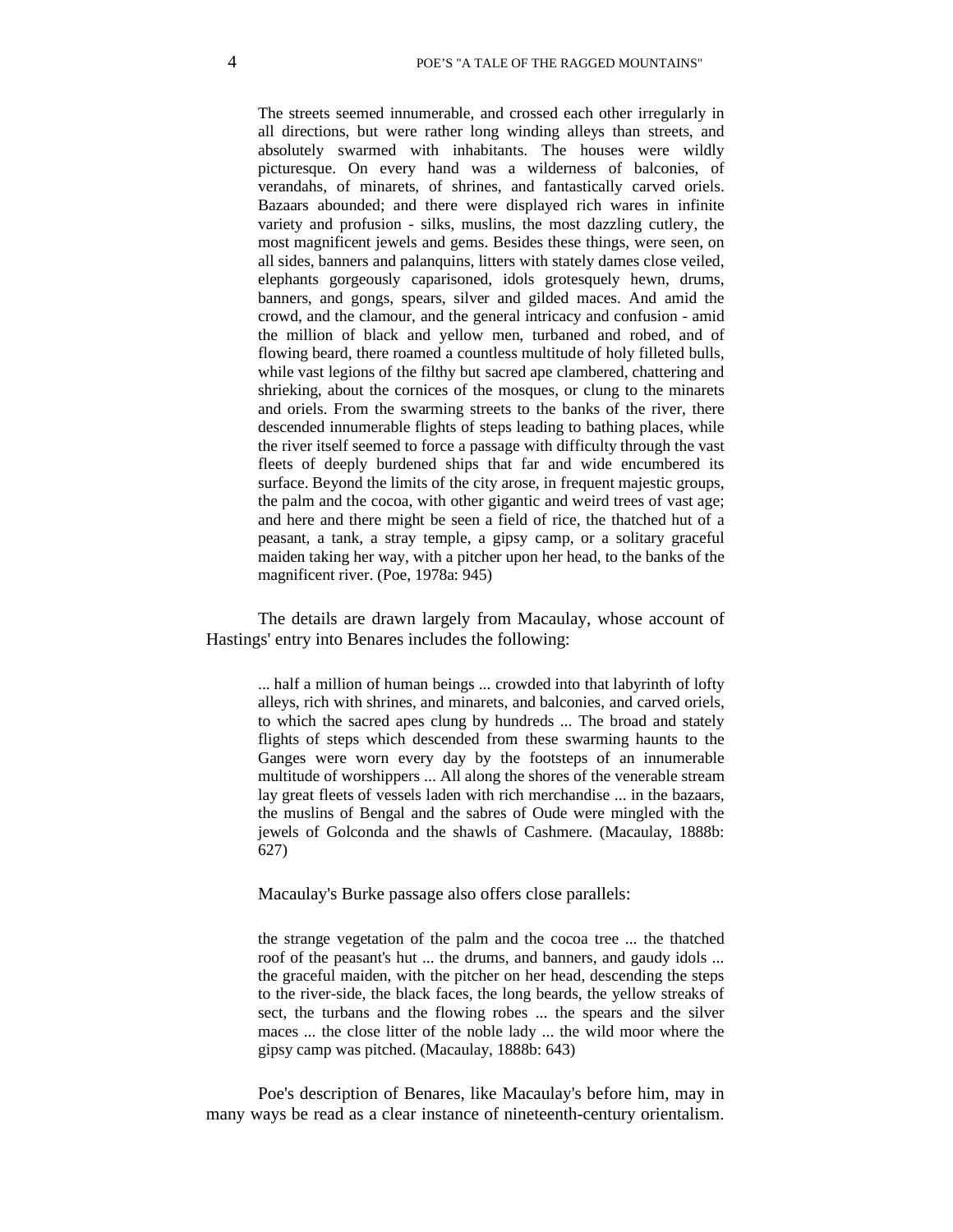> The streets seemed innumerable, and crossed each other irregularly in all directions, but were rather long winding alleys than streets, and absolutely swarmed with inhabitants. The houses were wildly picturesque. On every hand was a wilderness of balconies, of verandahs, of minarets, of shrines, and fantastically carved oriels. Bazaars abounded; and there were displayed rich wares in infinite variety and profusion - silks, muslins, the most dazzling cutlery, the most magnificent jewels and gems. Besides these things, were seen, on all sides, banners and palanquins, litters with stately dames close veiled, elephants gorgeously caparisoned, idols grotesquely hewn, drums, banners, and gongs, spears, silver and gilded maces. And amid the crowd, and the clamour, and the general intricacy and confusion - amid the million of black and yellow men, turbaned and robed, and of flowing beard, there roamed a countless multitude of holy filleted bulls, while vast legions of the filthy but sacred ape clambered, chattering and shrieking, about the cornices of the mosques, or clung to the minarets and oriels. From the swarming streets to the banks of the river, there descended innumerable flights of steps leading to bathing places, while the river itself seemed to force a passage with difficulty through the vast fleets of deeply burdened ships that far and wide encumbered its surface. Beyond the limits of the city arose, in frequent majestic groups, the palm and the cocoa, with other gigantic and weird trees of vast age; and here and there might be seen a field of rice, the thatched hut of a peasant, a tank, a stray temple, a gipsy camp, or a solitary graceful maiden taking her way, with a pitcher upon her head, to the banks of the magnificent river. (Poe, 1978a: 945)

The details are drawn largely from Macaulay, whose account of Hastings' entry into Benares includes the following:

> ... half a million of human beings ... crowded into that labyrinth of lofty alleys, rich with shrines, and minarets, and balconies, and carved oriels, to which the sacred apes clung by hundreds ... The broad and stately flights of steps which descended from these swarming haunts to the Ganges were worn every day by the footsteps of an innumerable multitude of worshippers ... All along the shores of the venerable stream lay great fleets of vessels laden with rich merchandise ... in the bazaars, the muslins of Bengal and the sabres of Oude were mingled with the jewels of Golconda and the shawls of Cashmere. (Macaulay, 1888b: 627)

Macaulay's Burke passage also offers close parallels:

> the strange vegetation of the palm and the cocoa tree ... the thatched roof of the peasant's hut ... the drums, and banners, and gaudy idols ... the graceful maiden, with the pitcher on her head, descending the steps to the river-side, the black faces, the long beards, the yellow streaks of sect, the turbans and the flowing robes ... the spears and the silver maces ... the close litter of the noble lady ... the wild moor where the gipsy camp was pitched. (Macaulay, 1888b: 643)

Poe's description of Benares, like Macaulay's before him, may in many ways be read as a clear instance of nineteenth-century orientalism.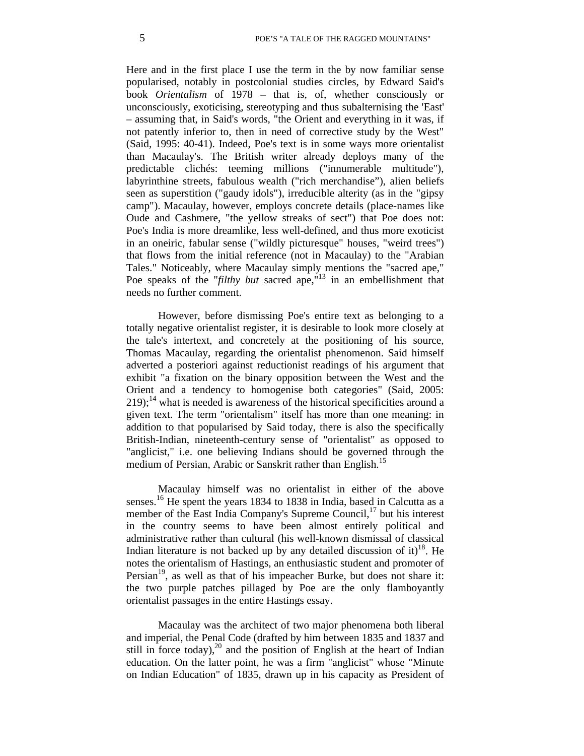Here and in the first place I use the term in the by now familiar sense popularised, notably in postcolonial studies circles, by Edward Said's book *Orientalism* of 1978 – that is, of, whether consciously or unconsciously, exoticising, stereotyping and thus subalternising the 'East' – assuming that, in Said's words, "the Orient and everything in it was, if not patently inferior to, then in need of corrective study by the West" (Said, 1995: 40-41). Indeed, Poe's text is in some ways more orientalist than Macaulay's. The British writer already deploys many of the predictable clichés: teeming millions ("innumerable multitude"), labyrinthine streets, fabulous wealth ("rich merchandise"), alien beliefs seen as superstition ("gaudy idols"), irreducible alterity (as in the "gipsy camp"). Macaulay, however, employs concrete details (place-names like Oude and Cashmere, "the yellow streaks of sect") that Poe does not: Poe's India is more dreamlike, less well-defined, and thus more exoticist in an oneiric, fabular sense ("wildly picturesque" houses, "weird trees") that flows from the initial reference (not in Macaulay) to the "Arabian Tales." Noticeably, where Macaulay simply mentions the "sacred ape," Poe speaks of the "*filthy but* sacred ape,"[13] in an embellishment that needs no further comment.

However, before dismissing Poe's entire text as belonging to a totally negative orientalist register, it is desirable to look more closely at the tale's intertext, and concretely at the positioning of his source, Thomas Macaulay, regarding the orientalist phenomenon. Said himself adverted a posteriori against reductionist readings of his argument that exhibit "a fixation on the binary opposition between the West and the Orient and a tendency to homogenise both categories" (Said, 2005: 219);[14] what is needed is awareness of the historical specificities around a given text. The term "orientalism" itself has more than one meaning: in addition to that popularised by Said today, there is also the specifically British-Indian, nineteenth-century sense of "orientalist" as opposed to "anglicist," i.e. one believing Indians should be governed through the medium of Persian, Arabic or Sanskrit rather than English.[15]

Macaulay himself was no orientalist in either of the above senses.[16] He spent the years 1834 to 1838 in India, based in Calcutta as a member of the East India Company's Supreme Council,[17] but his interest in the country seems to have been almost entirely political and administrative rather than cultural (his well-known dismissal of classical Indian literature is not backed up by any detailed discussion of it)[18]. He notes the orientalism of Hastings, an enthusiastic student and promoter of Persian[19], as well as that of his impeacher Burke, but does not share it: the two purple patches pillaged by Poe are the only flamboyantly orientalist passages in the entire Hastings essay.

Macaulay was the architect of two major phenomena both liberal and imperial, the Penal Code (drafted by him between 1835 and 1837 and still in force today),[20] and the position of English at the heart of Indian education. On the latter point, he was a firm "anglicist" whose "Minute on Indian Education" of 1835, drawn up in his capacity as President of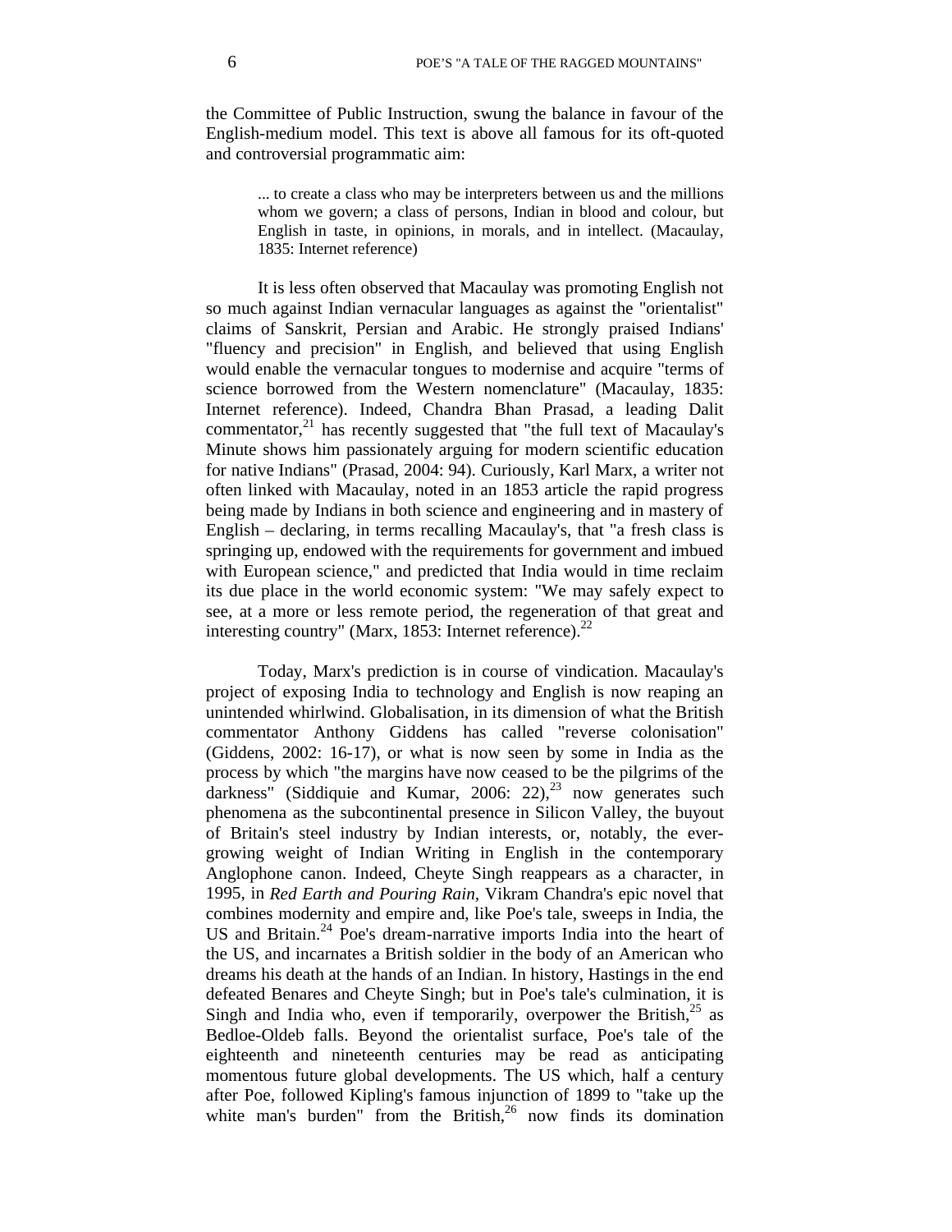the Committee of Public Instruction, swung the balance in favour of the English-medium model. This text is above all famous for its oft-quoted and controversial programmatic aim:

> ... to create a class who may be interpreters between us and the millions whom we govern; a class of persons, Indian in blood and colour, but English in taste, in opinions, in morals, and in intellect. (Macaulay, 1835: Internet reference)

It is less often observed that Macaulay was promoting English not so much against Indian vernacular languages as against the "orientalist" claims of Sanskrit, Persian and Arabic. He strongly praised Indians' "fluency and precision" in English, and believed that using English would enable the vernacular tongues to modernise and acquire "terms of science borrowed from the Western nomenclature" (Macaulay, 1835: Internet reference). Indeed, Chandra Bhan Prasad, a leading Dalit commentator,[21] has recently suggested that "the full text of Macaulay's Minute shows him passionately arguing for modern scientific education for native Indians" (Prasad, 2004: 94). Curiously, Karl Marx, a writer not often linked with Macaulay, noted in an 1853 article the rapid progress being made by Indians in both science and engineering and in mastery of English – declaring, in terms recalling Macaulay's, that "a fresh class is springing up, endowed with the requirements for government and imbued with European science," and predicted that India would in time reclaim its due place in the world economic system: "We may safely expect to see, at a more or less remote period, the regeneration of that great and interesting country" (Marx, 1853: Internet reference).[22]

Today, Marx's prediction is in course of vindication. Macaulay's project of exposing India to technology and English is now reaping an unintended whirlwind. Globalisation, in its dimension of what the British commentator Anthony Giddens has called "reverse colonisation" (Giddens, 2002: 16-17), or what is now seen by some in India as the process by which "the margins have now ceased to be the pilgrims of the darkness" (Siddiquie and Kumar, 2006: 22),[23] now generates such phenomena as the subcontinental presence in Silicon Valley, the buyout of Britain's steel industry by Indian interests, or, notably, the ever-growing weight of Indian Writing in English in the contemporary Anglophone canon. Indeed, Cheyte Singh reappears as a character, in 1995, in *Red Earth and Pouring Rain*, Vikram Chandra's epic novel that combines modernity and empire and, like Poe's tale, sweeps in India, the US and Britain.[24] Poe's dream-narrative imports India into the heart of the US, and incarnates a British soldier in the body of an American who dreams his death at the hands of an Indian. In history, Hastings in the end defeated Benares and Cheyte Singh; but in Poe's tale's culmination, it is Singh and India who, even if temporarily, overpower the British,[25] as Bedloe-Oldeb falls. Beyond the orientalist surface, Poe's tale of the eighteenth and nineteenth centuries may be read as anticipating momentous future global developments. The US which, half a century after Poe, followed Kipling's famous injunction of 1899 to "take up the white man's burden" from the British,[26] now finds its domination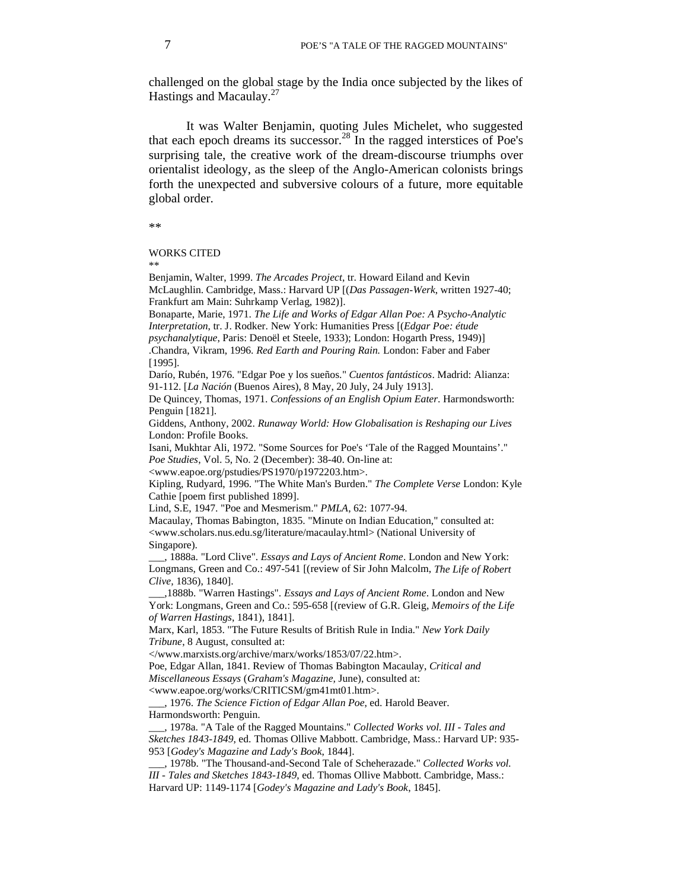challenged on the global stage by the India once subjected by the likes of Hastings and Macaulay.[27]

It was Walter Benjamin, quoting Jules Michelet, who suggested that each epoch dreams its successor.[28] In the ragged interstices of Poe's surprising tale, the creative work of the dream-discourse triumphs over orientalist ideology, as the sleep of the Anglo-American colonists brings forth the unexpected and subversive colours of a future, more equitable global order.

**

WORKS CITED

**

Benjamin, Walter, 1999. *The Arcades Project*, tr. Howard Eiland and Kevin McLaughlin. Cambridge, Mass.: Harvard UP [(*Das Passagen-Werk*, written 1927-40; Frankfurt am Main: Suhrkamp Verlag, 1982)].

Bonaparte, Marie, 1971. *The Life and Works of Edgar Allan Poe: A Psycho-Analytic Interpretation*, tr. J. Rodker. New York: Humanities Press [(*Edgar Poe: étude psychanalytique*, Paris: Denoël et Steele, 1933); London: Hogarth Press, 1949)]

.Chandra, Vikram, 1996. *Red Earth and Pouring Rain.* London: Faber and Faber [1995].

Darío, Rubén, 1976. "Edgar Poe y los sueños." *Cuentos fantásticos*. Madrid: Alianza: 91-112. [*La Nación* (Buenos Aires), 8 May, 20 July, 24 July 1913].

De Quincey, Thomas, 1971. *Confessions of an English Opium Eater*. Harmondsworth: Penguin [1821].

Giddens, Anthony, 2002. *Runaway World: How Globalisation is Reshaping our Lives* London: Profile Books.

Isani, Mukhtar Ali, 1972. "Some Sources for Poe's 'Tale of the Ragged Mountains'." *Poe Studies*, Vol. 5, No. 2 (December): 38-40. On-line at: <www.eapoe.org/pstudies/PS1970/p1972203.htm>.

Kipling, Rudyard, 1996. "The White Man's Burden." *The Complete Verse* London: Kyle Cathie [poem first published 1899].

Lind, S.E, 1947. "Poe and Mesmerism." *PMLA*, 62: 1077-94.

Macaulay, Thomas Babington, 1835. "Minute on Indian Education," consulted at: <www.scholars.nus.edu.sg/literature/macaulay.html> (National University of Singapore).

___, 1888a. "Lord Clive". *Essays and Lays of Ancient Rome*. London and New York: Longmans, Green and Co.: 497-541 [(review of Sir John Malcolm, *The Life of Robert Clive,* 1836), 1840].

___,1888b. "Warren Hastings". *Essays and Lays of Ancient Rome*. London and New York: Longmans, Green and Co.: 595-658 [(review of G.R. Gleig, *Memoirs of the Life of Warren Hastings*, 1841), 1841].

Marx, Karl, 1853. "The Future Results of British Rule in India." *New York Daily Tribune,* 8 August, consulted at: </www.marxists.org/archive/marx/works/1853/07/22.htm>.

Poe, Edgar Allan, 1841. Review of Thomas Babington Macaulay, *Critical and Miscellaneous Essays* (*Graham's Magazine*, June), consulted at: <www.eapoe.org/works/CRITICSM/gm41mt01.htm>.

___, 1976. *The Science Fiction of Edgar Allan Poe,* ed. Harold Beaver. Harmondsworth: Penguin.

___, 1978a. "A Tale of the Ragged Mountains." *Collected Works vol. III - Tales and Sketches 1843-1849*, ed. Thomas Ollive Mabbott. Cambridge, Mass.: Harvard UP: 935-953 [*Godey's Magazine and Lady's Book*, 1844].

___, 1978b. "The Thousand-and-Second Tale of Scheherazade." *Collected Works vol. III - Tales and Sketches 1843-1849*, ed. Thomas Ollive Mabbott. Cambridge, Mass.: Harvard UP: 1149-1174 [*Godey's Magazine and Lady's Book*, 1845].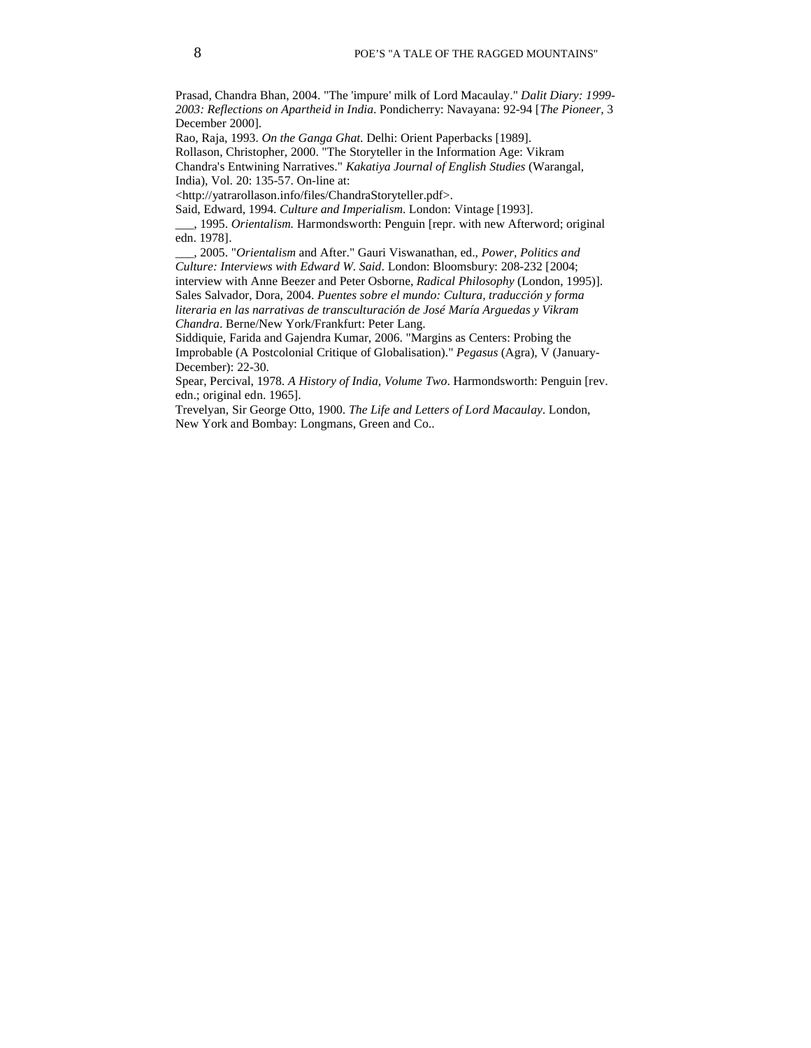Prasad, Chandra Bhan, 2004. "The 'impure' milk of Lord Macaulay." *Dalit Diary: 1999-2003: Reflections on Apartheid in India*. Pondicherry: Navayana: 92-94 [*The Pioneer*, 3 December 2000].

Rao, Raja, 1993. *On the Ganga Ghat*. Delhi: Orient Paperbacks [1989].

Rollason, Christopher, 2000. "The Storyteller in the Information Age: Vikram Chandra's Entwining Narratives." *Kakatiya Journal of English Studies* (Warangal, India), Vol. 20: 135-57. On-line at: <http://yatrarollason.info/files/ChandraStoryteller.pdf>.

Said, Edward, 1994. *Culture and Imperialism*. London: Vintage [1993].

___, 1995. *Orientalism.* Harmondsworth: Penguin [repr. with new Afterword; original edn. 1978].

___, 2005. "*Orientalism* and After." Gauri Viswanathan, ed., *Power, Politics and Culture: Interviews with Edward W. Said*. London: Bloomsbury: 208-232 [2004; interview with Anne Beezer and Peter Osborne, *Radical Philosophy* (London, 1995)].

Sales Salvador, Dora, 2004. *Puentes sobre el mundo: Cultura, traducción y forma literaria en las narrativas de transculturación de José María Arguedas y Vikram Chandra*. Berne/New York/Frankfurt: Peter Lang.

Siddiquie, Farida and Gajendra Kumar, 2006. "Margins as Centers: Probing the Improbable (A Postcolonial Critique of Globalisation)." *Pegasus* (Agra), V (January-December): 22-30.

Spear, Percival, 1978. *A History of India, Volume Two*. Harmondsworth: Penguin [rev. edn.; original edn. 1965].

Trevelyan, Sir George Otto, 1900. *The Life and Letters of Lord Macaulay*. London, New York and Bombay: Longmans, Green and Co..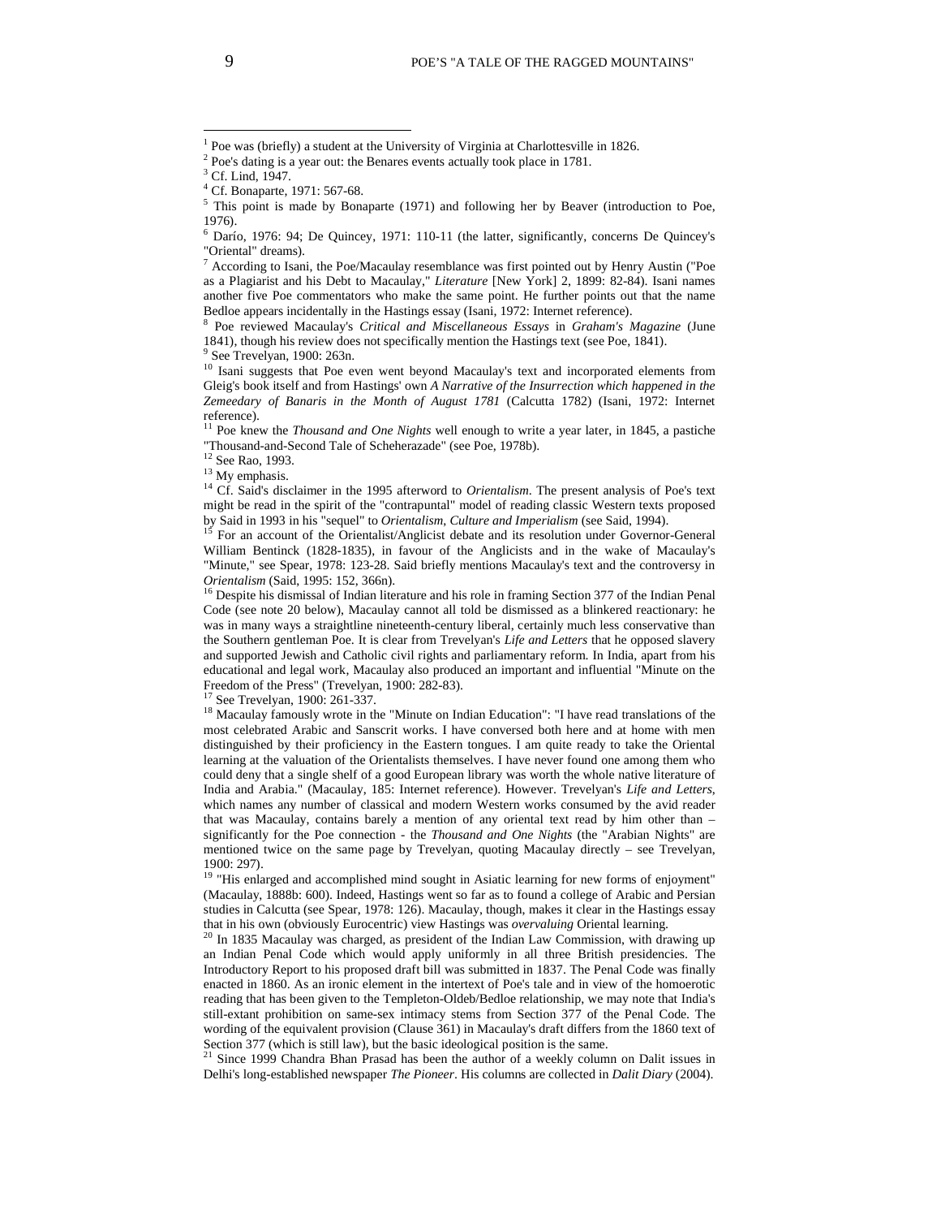[1] Poe was (briefly) a student at the University of Virginia at Charlottesville in 1826.

[2] Poe's dating is a year out: the Benares events actually took place in 1781.

[3] Cf. Lind, 1947.

[4] Cf. Bonaparte, 1971: 567-68.

[5] This point is made by Bonaparte (1971) and following her by Beaver (introduction to Poe, 1976).

[6] Darío, 1976: 94; De Quincey, 1971: 110-11 (the latter, significantly, concerns De Quincey's "Oriental" dreams).

[7] According to Isani, the Poe/Macaulay resemblance was first pointed out by Henry Austin ("Poe as a Plagiarist and his Debt to Macaulay," *Literature* [New York] 2, 1899: 82-84). Isani names another five Poe commentators who make the same point. He further points out that the name Bedloe appears incidentally in the Hastings essay (Isani, 1972: Internet reference).

[8] Poe reviewed Macaulay's *Critical and Miscellaneous Essays* in *Graham's Magazine* (June 1841), though his review does not specifically mention the Hastings text (see Poe, 1841).

[9] See Trevelyan, 1900: 263n.

[10] Isani suggests that Poe even went beyond Macaulay's text and incorporated elements from Gleig's book itself and from Hastings' own *A Narrative of the Insurrection which happened in the Zemeedary of Banaris in the Month of August 1781* (Calcutta 1782) (Isani, 1972: Internet reference).

[11] Poe knew the *Thousand and One Nights* well enough to write a year later, in 1845, a pastiche "Thousand-and-Second Tale of Scheherazade" (see Poe, 1978b).

[12] See Rao, 1993.

[13] My emphasis.

[14] Cf. Said's disclaimer in the 1995 afterword to *Orientalism*. The present analysis of Poe's text might be read in the spirit of the "contrapuntal" model of reading classic Western texts proposed by Said in 1993 in his "sequel" to *Orientalism*, *Culture and Imperialism* (see Said, 1994).

[15] For an account of the Orientalist/Anglicist debate and its resolution under Governor-General William Bentinck (1828-1835), in favour of the Anglicists and in the wake of Macaulay's "Minute," see Spear, 1978: 123-28. Said briefly mentions Macaulay's text and the controversy in *Orientalism* (Said, 1995: 152, 366n).

[16] Despite his dismissal of Indian literature and his role in framing Section 377 of the Indian Penal Code (see note 20 below), Macaulay cannot all told be dismissed as a blinkered reactionary: he was in many ways a straightline nineteenth-century liberal, certainly much less conservative than the Southern gentleman Poe. It is clear from Trevelyan's *Life and Letters* that he opposed slavery and supported Jewish and Catholic civil rights and parliamentary reform. In India, apart from his educational and legal work, Macaulay also produced an important and influential "Minute on the Freedom of the Press" (Trevelyan, 1900: 282-83).

[17] See Trevelyan, 1900: 261-337.

[18] Macaulay famously wrote in the "Minute on Indian Education": "I have read translations of the most celebrated Arabic and Sanscrit works. I have conversed both here and at home with men distinguished by their proficiency in the Eastern tongues. I am quite ready to take the Oriental learning at the valuation of the Orientalists themselves. I have never found one among them who could deny that a single shelf of a good European library was worth the whole native literature of India and Arabia." (Macaulay, 185: Internet reference). However. Trevelyan's *Life and Letters*, which names any number of classical and modern Western works consumed by the avid reader that was Macaulay, contains barely a mention of any oriental text read by him other than – significantly for the Poe connection - the *Thousand and One Nights* (the "Arabian Nights" are mentioned twice on the same page by Trevelyan, quoting Macaulay directly – see Trevelyan, 1900: 297).

[19] "His enlarged and accomplished mind sought in Asiatic learning for new forms of enjoyment" (Macaulay, 1888b: 600). Indeed, Hastings went so far as to found a college of Arabic and Persian studies in Calcutta (see Spear, 1978: 126). Macaulay, though, makes it clear in the Hastings essay that in his own (obviously Eurocentric) view Hastings was *overvaluing* Oriental learning.

[20] In 1835 Macaulay was charged, as president of the Indian Law Commission, with drawing up an Indian Penal Code which would apply uniformly in all three British presidencies. The Introductory Report to his proposed draft bill was submitted in 1837. The Penal Code was finally enacted in 1860. As an ironic element in the intertext of Poe's tale and in view of the homoerotic reading that has been given to the Templeton-Oldeb/Bedloe relationship, we may note that India's still-extant prohibition on same-sex intimacy stems from Section 377 of the Penal Code. The wording of the equivalent provision (Clause 361) in Macaulay's draft differs from the 1860 text of Section 377 (which is still law), but the basic ideological position is the same.

[21] Since 1999 Chandra Bhan Prasad has been the author of a weekly column on Dalit issues in Delhi's long-established newspaper *The Pioneer*. His columns are collected in *Dalit Diary* (2004).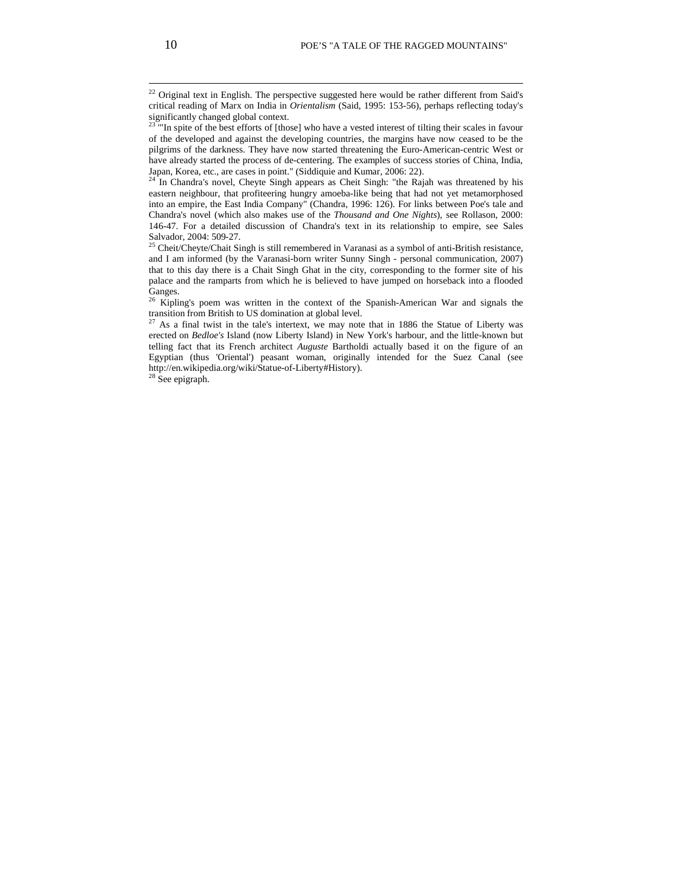[22] Original text in English. The perspective suggested here would be rather different from Said's critical reading of Marx on India in *Orientalism* (Said, 1995: 153-56), perhaps reflecting today's significantly changed global context.

[23] "'In spite of the best efforts of [those] who have a vested interest of tilting their scales in favour of the developed and against the developing countries, the margins have now ceased to be the pilgrims of the darkness. They have now started threatening the Euro-American-centric West or have already started the process of de-centering. The examples of success stories of China, India, Japan, Korea, etc., are cases in point." (Siddiquie and Kumar, 2006: 22).

[24] In Chandra's novel, Cheyte Singh appears as Cheit Singh: "the Rajah was threatened by his eastern neighbour, that profiteering hungry amoeba-like being that had not yet metamorphosed into an empire, the East India Company" (Chandra, 1996: 126). For links between Poe's tale and Chandra's novel (which also makes use of the *Thousand and One Nights*), see Rollason, 2000: 146-47. For a detailed discussion of Chandra's text in its relationship to empire, see Sales Salvador, 2004: 509-27.

[25] Cheit/Cheyte/Chait Singh is still remembered in Varanasi as a symbol of anti-British resistance, and I am informed (by the Varanasi-born writer Sunny Singh - personal communication, 2007) that to this day there is a Chait Singh Ghat in the city, corresponding to the former site of his palace and the ramparts from which he is believed to have jumped on horseback into a flooded Ganges.

[26] Kipling's poem was written in the context of the Spanish-American War and signals the transition from British to US domination at global level.

[27] As a final twist in the tale's intertext, we may note that in 1886 the Statue of Liberty was erected on *Bedloe's* Island (now Liberty Island) in New York's harbour, and the little-known but telling fact that its French architect *Auguste* Bartholdi actually based it on the figure of an Egyptian (thus 'Oriental') peasant woman, originally intended for the Suez Canal (see http://en.wikipedia.org/wiki/Statue-of-Liberty#History).

[28] See epigraph.